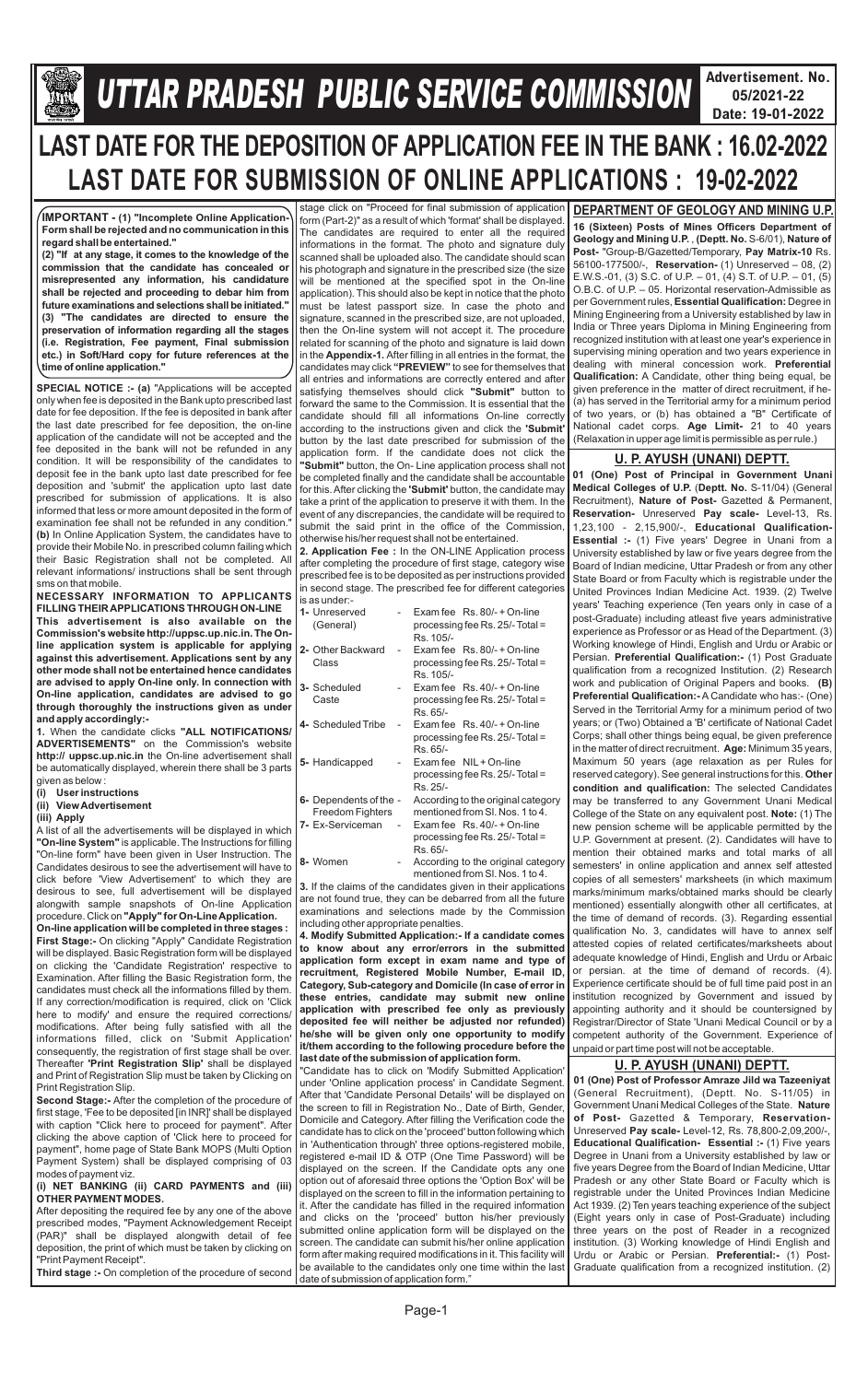# UTTAR PRADESH PUBLIC SERVICE COMMISSION

**Advertisement. No. 05/2021-22**
**Date: 19-01-2022**

## LAST DATE FOR THE DEPOSITION OF APPLICATION FEE IN THE BANK : 16.02-2022
## LAST DATE FOR SUBMISSION OF ONLINE APPLICATIONS : 19-02-2022

**IMPORTANT - (1) "Incomplete Online Application-Form shall be rejected and no communication in this regard shall be entertained."**
**(2) "If at any stage, it comes to the knowledge of the commission that the candidate has concealed or misrepresented any information, his candidature shall be rejected and proceeding to debar him from future examinations and selections shall be initiated."**
**(3) "The candidates are directed to ensure the preservation of information regarding all the stages (i.e. Registration, Fee payment, Final submission etc.) in Soft/Hard copy for future references at the time of online application."**

**SPECIAL NOTICE :- (a)** "Applications will be accepted only when fee is deposited in the Bank upto prescribed last date for fee deposition. If the fee is deposited in bank after the last date prescribed for fee deposition, the on-line application of the candidate will not be accepted and the fee deposited in the bank will not be refunded in any condition. It will be responsibility of the candidates to deposit fee in the bank upto last date prescribed for fee deposition and 'submit' the application upto last date prescribed for submission of applications. It is also informed that less or more amount deposited in the form of examination fee shall not be refunded in any condition." **(b)** In Online Application System, the candidates have to provide their Mobile No. in prescribed column failing which their Basic Registration shall not be completed. All relevant informations/ instructions shall be sent through sms on that mobile.

**NECESSARY INFORMATION TO APPLICANTS FILLING THEIR APPLICATIONS THROUGH ON-LINE**

**This advertisement is also available on the Commission's website http://uppsc.up.nic.in. The On-line application system is applicable for applying against this advertisement. Applications sent by any other mode shall not be entertained hence candidates are advised to apply On-line only. In connection with On-line application, candidates are advised to go through thoroughly the instructions given as under and apply accordingly:-**

**1.** When the candidate clicks **"ALL NOTIFICATIONS/ ADVERTISEMENTS"** on the Commission's website **http:// uppsc.up.nic.in** the On-line advertisement shall be automatically displayed, wherein there shall be 3 parts given as below :

**(i) User instructions**
**(ii) View Advertisement**
**(iii) Apply**

A list of all the advertisements will be displayed in which **"On-line System"** is applicable. The Instructions for filling "On-line form" have been given in User Instruction. The Candidates desirous to see the advertisement will have to click before 'View Advertisement' to which they are desirous to see, full advertisement will be displayed alongwith sample snapshots of On-line Application procedure. Click on **"Apply" for On-Line Application.**

**On-line application will be completed in three stages :**

**First Stage:-** On clicking "Apply" Candidate Registration will be displayed. Basic Registration form will be displayed on clicking the 'Candidate Registration' respective to Examination. After filling the Basic Registration form, the candidates must check all the informations filled by them. If any correction/modification is required, click on 'Click here to modify' and ensure the required corrections/ modifications. After being fully satisfied with all the informations filled, click on 'Submit Application' consequently, the registration of first stage shall be over. Thereafter **'Print Registration Slip'** shall be displayed and Print of Registration Slip must be taken by Clicking on Print Registration Slip.

**Second Stage:-** After the completion of the procedure of first stage, 'Fee to be deposited [in INR]' shall be displayed with caption "Click here to proceed for payment". After clicking the above caption of 'Click here to proceed for payment", home page of State Bank MOPS (Multi Option Payment System) shall be displayed comprising of 03 modes of payment viz.

**(i) NET BANKING (ii) CARD PAYMENTS and (iii) OTHER PAYMENT MODES.**

After depositing the required fee by any one of the above prescribed modes, "Payment Acknowledgement Receipt (PAR)" shall be displayed alongwith detail of fee deposition, the print of which must be taken by clicking on "Print Payment Receipt".

**Third stage :-** On completion of the procedure of second stage click on "Proceed for final submission of application form (Part-2)" as a result of which 'format' shall be displayed. The candidates are required to enter all the required informations in the format. The photo and signature duly scanned shall be uploaded also. The candidate should scan his photograph and signature in the prescribed size (the size will be mentioned at the specified spot in the On-line application). This should also be kept in notice that the photo must be latest passport size. In case the photo and signature, scanned in the prescribed size, are not uploaded, then the On-line system will not accept it. The procedure related for scanning of the photo and signature is laid down in the **Appendix-1.** After filling in all entries in the format, the candidates may click **"PREVIEW"** to see for themselves that all entries and informations are correctly entered and after satisfying themselves should click **"Submit"** button to forward the same to the Commission. It is essential that the candidate should fill all informations On-line correctly according to the instructions given and click the **'Submit'** button by the last date prescribed for submission of the application form. If the candidate does not click the **"Submit"** button, the On- Line application process shall not be completed finally and the candidate shall be accountable for this. After clicking the **'Submit'** button, the candidate may take a print of the application to preserve it with them. In the event of any discrepancies, the candidate will be required to submit the said print in the office of the Commission, otherwise his/her request shall not be entertained.

**2. Application Fee :** In the ON-LINE Application process after completing the procedure of first stage, category wise prescribed fee is to be deposited as per instructions provided in second stage. The prescribed fee for different categories is as under:-

| Category | | Fee |
|---|---|---|
| **1-** Unreserved (General) | - | Exam fee Rs. 80/- + On-line processing fee Rs. 25/- Total = Rs. 105/- |
| **2-** Other Backward Class | - | Exam fee Rs. 80/- + On-line processing fee Rs. 25/- Total = Rs. 105/- |
| **3-** Scheduled Caste | - | Exam fee Rs. 40/- + On-line processing fee Rs. 25/- Total = Rs. 65/- |
| **4-** Scheduled Tribe | - | Exam fee Rs. 40/- + On-line processing fee Rs. 25/- Total = Rs. 65/- |
| **5-** Handicapped | - | Exam fee NIL + On-line processing fee Rs. 25/- Total = Rs. 25/- |
| **6-** Dependents of the Freedom Fighters | - | According to the original category mentioned from Sl. Nos. 1 to 4. |
| **7-** Ex-Serviceman | - | Exam fee Rs. 40/- + On-line processing fee Rs. 25/- Total = Rs. 65/- |
| **8-** Women | - | According to the original category mentioned from Sl. Nos. 1 to 4. |

**3.** If the claims of the candidates given in their applications are not found true, they can be debarred from all the future examinations and selections made by the Commission including other appropriate penalties.

**4. Modify Submitted Application:- If a candidate comes to know about any error/errors in the submitted application form except in exam name and type of recruitment, Registered Mobile Number, E-mail ID, Category, Sub-category and Domicile (In case of error in these entries, candidate may submit new online application with prescribed fee only as previously deposited fee will neither be adjusted nor refunded) he/she will be given only one opportunity to modify it/them according to the following procedure before the last date of the submission of application form.**

"Candidate has to click on 'Modify Submitted Application' under 'Online application process' in Candidate Segment. After that 'Candidate Personal Details' will be displayed on the screen to fill in Registration No., Date of Birth, Gender, Domicile and Category. After filling the Verification code the candidate has to click on the 'proceed' button following which in 'Authentication through' three options-registered mobile, registered e-mail ID & OTP (One Time Password) will be displayed on the screen. If the Candidate opts any one option out of aforesaid three options the 'Option Box' will be displayed on the screen to fill in the information pertaining to it. After the candidate has filled in the required information and clicks on the 'proceed' button his/her previously submitted online application form will be displayed on the screen. The candidate can submit his/her online application form after making required modifications in it. This facility will be available to the candidates only one time within the last date of submission of application form."

## DEPARTMENT OF GEOLOGY AND MINING U.P.

**16 (Sixteen) Posts of Mines Officers Department of Geology and Mining U.P.** , **(Deptt. No.** S-6/01)**, Nature of Post-** "Group-B/Gazetted/Temporary, **Pay Matrix-10** Rs. 56100-177500/-, **Reservation-** (1) Unreserved – 08, (2) E.W.S.-01, (3) S.C. of U.P. – 01, (4) S.T. of U.P. – 01, (5) O.B.C. of U.P. – 05. Horizontal reservation-Admissible as per Government rules, **Essential Qualification:** Degree in Mining Engineering from a University established by law in India or Three years Diploma in Mining Engineering from recognized institution with at least one year's experience in supervising mining operation and two years experience in dealing with mineral concession work. **Preferential Qualification:** A Candidate, other thing being equal, be given preference in the matter of direct recruitment, if he- (a) has served in the Territorial army for a minimum period of two years, or (b) has obtained a "B" Certificate of National cadet corps. **Age Limit-** 21 to 40 years (Relaxation in upper age limit is permissible as per rule.)

## U. P. AYUSH (UNANI) DEPTT.

**01 (One) Post of Principal in Government Unani Medical Colleges of U.P.** (**Deptt. No.** S-11/04) (General Recruitment), **Nature of Post-** Gazetted & Permanent, **Reservation-** Unreserved **Pay scale-** Level-13, Rs. 1,23,100 - 2,15,900/-, **Educational Qualification- Essential :-** (1) Five years' Degree in Unani from a University established by law or five years degree from the Board of Indian medicine, Uttar Pradesh or from any other State Board or from Faculty which is registrable under the United Provinces Indian Medicine Act. 1939. (2) Twelve years' Teaching experience (Ten years only in case of a post-Graduate) including atleast five years administrative experience as Professor or as Head of the Department. (3) Working knowledge of Hindi, English and Urdu or Arabic or Persian. **Preferential Qualification:-** (1) Post Graduate qualification from a recognized Institution. (2) Research work and publication of Original Papers and books. **(B) Preferential Qualification:-** A Candidate who has:- (One) Served in the Territorial Army for a minimum period of two years; or (Two) Obtained a 'B' certificate of National Cadet Corps; shall other things being equal, be given preference in the matter of direct recruitment. **Age:** Minimum 35 years, Maximum 50 years (age relaxation as per Rules for reserved category). See general instructions for this. **Other condition and qualification:** The selected Candidates may be transferred to any Government Unani Medical College of the State on any equivalent post. **Note:** (1) The new pension scheme will be applicable permitted by the U.P. Government at present. (2). Candidates will have to mention their obtained marks and total marks of all semesters' in online application and annex self attested copies of all semesters' marksheets (in which maximum marks/minimum marks/obtained marks should be clearly mentioned) essentially alongwith other all certificates, at the time of demand of records. (3). Regarding essential qualification No. 3, candidates will have to annex self attested copies of related certificates/marksheets about adequate knowledge of Hindi, English and Urdu or Arbaic or persian. at the time of demand of records. (4). Experience certificate should be of full time paid post in an institution recognized by Government and issued by appointing authority and it should be countersigned by Registrar/Director of State 'Unani Medical Council or by a competent authority of the Government. Experience of unpaid or part time post will not be acceptable.

## U. P. AYUSH (UNANI) DEPTT.

**01 (One) Post of Professor Amraze Jild wa Tazeeniyat** (General Recruitment), (Deptt. No. S-11/05) in Government Unani Medical Colleges of the State. **Nature of Post-** Gazetted & Temporary, **Reservation-** Unreserved **Pay scale-** Level-12, Rs. 78,800-2,09,200/-, **Educational Qualification- Essential :-** (1) Five years Degree in Unani from a University established by law or five years Degree from the Board of Indian Medicine, Uttar Pradesh or any other State Board or Faculty which is registrable under the United Provinces Indian Medicine Act 1939. (2) Ten years teaching experience of the subject (Eight years only in case of Post-Graduate) including three years on the post of Reader in a recognized institution. (3) Working knowledge of Hindi English and Urdu or Arabic or Persian. **Preferential:-** (1) Post-Graduate qualification from a recognized institution. (2)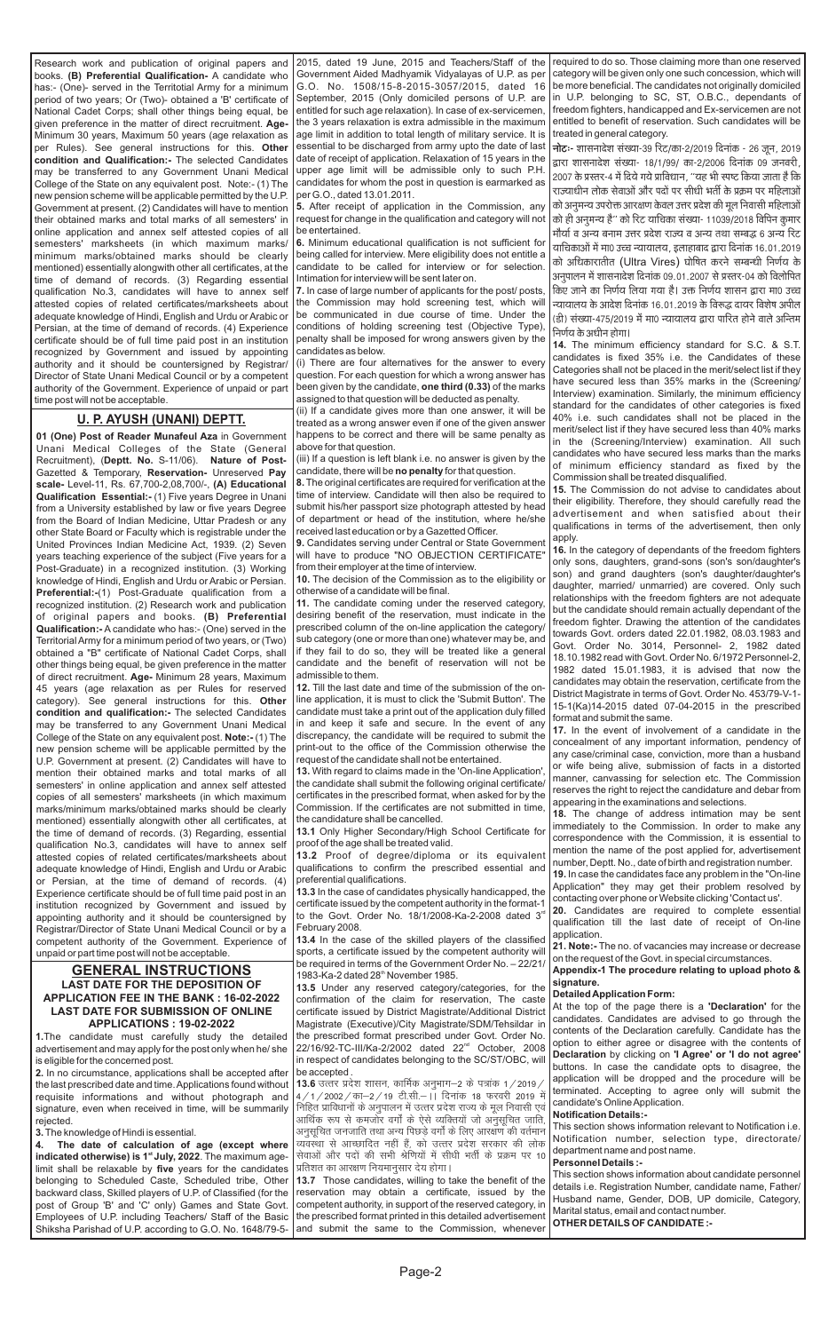Research work and publication of original papers and books. **(B) Preferential Qualification-** A candidate who has:- (One)- served in the Territorial Army for a minimum period of two years; Or (Two)- obtained a 'B' certificate of National Cadet Corps; shall other things being equal, be given preference in the matter of direct recruitment. **Age-** Minimum 30 years, Maximum 50 years (age relaxation as per Rules). See general instructions for this. **Other condition and Qualification:-** The selected Candidates may be transferred to any Government Unani Medical College of the State on any equivalent post. Note:- (1) The new pension scheme will be applicable permitted by the U.P. Government at present. (2) Candidates will have to mention their obtained marks and total marks of all semesters' in online application and annex self attested copies of all semesters' marksheets (in which maximum marks/ minimum marks/obtained marks should be clearly mentioned) essentially alongwith other all certificates, at the time of demand of records. (3) Regarding essential qualification No.3, candidates will have to annex self attested copies of related certificates/marksheets about adequate knowledge of Hindi, English and Urdu or Arabic or Persian, at the time of demand of records. (4) Experience certificate should be of full time paid post in an institution recognized by Government and issued by appointing authority and it should be countersigned by Registrar/ Director of State Unani Medical Council or by a competent authority of the Government. Experience of unpaid or part time post will not be acceptable.

## U. P. AYUSH (UNANI) DEPTT.

**01 (One) Post of Reader Munafeul Aza** in Government Unani Medical Colleges of the State (General Recruitment), (**Deptt. No.** S-11/06). **Nature of Post-** Gazetted & Temporary, **Reservation-** Unreserved **Pay scale-** Level-11, Rs. 67,700-2,08,700/-, **(A) Educational Qualification Essential:-** (1) Five years Degree in Unani from a University established by law or five years Degree from the Board of Indian Medicine, Uttar Pradesh or any other State Board or Faculty which is registrable under the United Provinces Indian Medicine Act, 1939. (2) Seven years teaching experience of the subject (Five years for a Post-Graduate) in a recognized institution. (3) Working knowledge of Hindi, English and Urdu or Arabic or Persian. **Preferential:-**(1) Post-Graduate qualification from a recognized institution. (2) Research work and publication of original papers and books. **(B) Preferential Qualification:-** A candidate who has:- (One) served in the Territorial Army for a minimum period of two years, or (Two) obtained a "B" certificate of National Cadet Corps, shall other things being equal, be given preference in the matter of direct recruitment. **Age-** Minimum 28 years, Maximum 45 years (age relaxation as per Rules for reserved category). See general instructions for this. **Other condition and qualification:-** The selected Candidates may be transferred to any Government Unani Medical College of the State on any equivalent post. **Note:-** (1) The new pension scheme will be applicable permitted by the U.P. Government at present. (2) Candidates will have to mention their obtained marks and total marks of all semesters' in online application and annex self attested copies of all semesters' marksheets (in which maximum marks/minimum marks/obtained marks should be clearly mentioned) essentially alongwith other all certificates, at the time of demand of records. (3) Regarding, essential qualification No.3, candidates will have to annex self attested copies of related certificates/marksheets about adequate knowledge of Hindi, English and Urdu or Arabic or Persian, at the time of demand of records. (4) Experience certificate should be of full time paid post in an institution recognized by Government and issued by appointing authority and it should be countersigned by Registrar/Director of State Unani Medical Council or by a competent authority of the Government. Experience of unpaid or part time post will not be acceptable.

## GENERAL INSTRUCTIONS

### LAST DATE FOR THE DEPOSITION OF APPLICATION FEE IN THE BANK : 16-02-2022
### LAST DATE FOR SUBMISSION OF ONLINE APPLICATIONS : 19-02-2022

**1.** The candidate must carefully study the detailed advertisement and may apply for the post only when he/ she is eligible for the concerned post.

**2.** In no circumstance, applications shall be accepted after the last prescribed date and time. Applications found without requisite informations and without photograph and signature, even when received in time, will be summarily rejected.

**3.** The knowledge of Hindi is essential.

**4. The date of calculation of age (except where indicated otherwise) is 1st July, 2022**. The maximum age-limit shall be relaxable by **five** years for the candidates belonging to Scheduled Caste, Scheduled tribe, Other backward class, Skilled players of U.P. of Classified (for the post of Group 'B' and 'C' only) Games and State Govt. Employees of U.P. including Teachers/ Staff of the Basic Shiksha Parishad of U.P. according to G.O. No. 1648/79-5-2015, dated 19 June, 2015 and Teachers/Staff of the Government Aided Madhyamik Vidyalayas of U.P. as per G.O. No. 1508/15-8-2015-3057/2015, dated 16 September, 2015 (Only domiciled persons of U.P. are entitled for such age relaxation). In case of ex-servicemen, the 3 years relaxation is extra admissible in the maximum age limit in addition to total length of military service. It is essential to be discharged from army upto the date of last date of receipt of application. Relaxation of 15 years in the upper age limit will be admissible only to such P.H. candidates for whom the post in question is earmarked as per G.O., dated 13.01.2011.

**5.** After receipt of application in the Commission, any request for change in the qualification and category will not be entertained.

**6.** Minimum educational qualification is not sufficient for being called for interview. Mere eligibility does not entitle a candidate to be called for interview or for selection. Intimation for interview will be sent later on.

**7.** In case of large number of applicants for the post/ posts, the Commission may hold screening test, which will be communicated in due course of time. Under the conditions of holding screening test (Objective Type), penalty shall be imposed for wrong answers given by the candidates as below.

(i) There are four alternatives for the answer to every question. For each question for which a wrong answer has been given by the candidate, **one third (0.33)** of the marks assigned to that question will be deducted as penalty.

(ii) If a candidate gives more than one answer, it will be treated as a wrong answer even if one of the given answer happens to be correct and there will be same penalty as above for that question.

(iii) If a question is left blank i.e. no answer is given by the candidate, there will be **no penalty** for that question.

**8.** The original certificates are required for verification at the time of interview. Candidate will then also be required to submit his/her passport size photograph attested by head of department or head of the institution, where he/she received last education or by a Gazetted Officer.

**9.** Candidates serving under Central or State Government will have to produce "NO OBJECTION CERTIFICATE" from their employer at the time of interview.

**10.** The decision of the Commission as to the eligibility or otherwise of a candidate will be final.

**11.** The candidate coming under the reserved category, desiring benefit of the reservation, must indicate in the prescribed column of the on-line application the category/ sub category (one or more than one) whatever may be, and if they fail to do so, they will be treated like a general candidate and the benefit of reservation will not be admissible to them.

**12.** Till the last date and time of the submission of the on-line application, it is must to click the 'Submit Button'. The candidate must take a print out of the application duly filled in and keep it safe and secure. In the event of any discrepancy, the candidate will be required to submit the print-out to the office of the Commission otherwise the request of the candidate shall not be entertained.

**13.** With regard to claims made in the 'On-line Application', the candidate shall submit the following original certificate/ certificates in the prescribed format, when asked for by the Commission. If the certificates are not submitted in time, the candidature shall be cancelled.

**13.1** Only Higher Secondary/High School Certificate for proof of the age shall be treated valid.

**13.2** Proof of degree/diploma or its equivalent qualifications to confirm the prescribed essential and preferential qualifications.

**13.3** In the case of candidates physically handicapped, the certificate issued by the competent authority in the format-1 to the Govt. Order No. 18/1/2008-Ka-2-2008 dated 3rd February 2008.

**13.4** In the case of the skilled players of the classified sports, a certificate issued by the competent authority will be required in terms of the Government Order No. – 22/21/1983-Ka-2 dated 28th November 1985.

**13.5** Under any reserved category/categories, for the confirmation of the claim for reservation, The caste certificate issued by District Magistrate/Additional District Magistrate (Executive)/City Magistrate/SDM/Tehsildar in the prescribed format prescribed under Govt. Order No. 22/16/92-TC-III/Ka-2/2002 dated 22nd October, 2008 in respect of candidates belonging to the SC/ST/OBC, will be accepted .

**13.6** उत्तर प्रदेश शासन, कार्मिक अनुभाग–2 के पत्रांक 1/2019/4/1/2002/का–2/19 टी.सी.–।। दिनांक 18 फरवरी 2019 में निहित प्राविधानों के अनुपालन में उत्तर प्रदेश राज्य के मूल निवासी एवं आर्थिक रूप से कमजोर वर्गों के ऐसे व्यक्तियों जो अनुसूचित जाति, अनुसूचित जनजाति तथा अन्य पिछड़े वर्गों के लिए आरक्षण की वर्तमान व्यवस्था से आच्छादित नहीं हैं, को उत्तर प्रदेश सरकार की लोक सेवाओं और पदों की सभी श्रेणियों में सीधी भर्ती के प्रक्रम पर 10 प्रतिशत का आरक्षण नियमानुसार देय होगा।

**13.7** Those candidates, willing to take the benefit of the reservation may obtain a certificate, issued by the competent authority, in support of the reserved category, in the prescribed format printed in this detailed advertisement and submit the same to the Commission, whenever required to do so. Those claiming more than one reserved category will be given only one such concession, which will be more beneficial. The candidates not originally domiciled in U.P. belonging to SC, ST, O.B.C., dependants of freedom fighters, handicapped and Ex-servicemen are not entitled to benefit of reservation. Such candidates will be treated in general category.

**नोटः-** शासनादेश संख्या-39 रिट/का-2/2019 दिनांक - 26 जून, 2019 द्वारा शासनादेश संख्या- 18/1/99/ का-2/2006 दिनांक 09 जनवरी, 2007 के प्रस्तर-4 में दिये गये प्राविधान, "यह भी स्पष्ट किया जाता है कि राज्याधीन लोक सेवाओं और पदों पर सीधी भर्ती के प्रक्रम पर महिलाओं को अनुमन्य उपरोक्त आरक्षण केवल उत्तर प्रदेश की मूल निवासी महिलाओं को ही अनुमन्य है" को रिट याचिका संख्या- 11039/2018 विपिन कुमार मौर्या व अन्य बनाम उत्तर प्रदेश राज्य व अन्य तथा सम्बद्ध 6 अन्य रिट याचिकाओं में मा0 उच्च न्यायालय, इलाहाबाद द्वारा दिनांक 16.01.2019 को अधिकारातीत (Ultra Vires) घोषित करने सम्बन्धी निर्णय के अनुपालन में शासनादेश दिनांक 09.01.2007 से प्रस्तर-04 को विलोपित किए जाने का निर्णय लिया गया है। उक्त निर्णय शासन द्वारा मा0 उच्च न्यायालय के आदेश दिनांक 16.01.2019 के विरुद्ध दायर विशेष अपील (डी) संख्या-475/2019 में मा0 न्यायालय द्वारा पारित होने वाले अन्तिम निर्णय के अधीन होगा।

**14.** The minimum efficiency standard for S.C. & S.T. candidates is fixed 35% i.e. the Candidates of these Categories shall not be placed in the merit/select list if they have secured less than 35% marks in the (Screening/ Interview) examination. Similarly, the minimum efficiency standard for the candidates of other categories is fixed 40% i.e. such candidates shall not be placed in the merit/select list if they have secured less than 40% marks in the (Screening/Interview) examination. All such candidates who have secured less marks than the marks of minimum efficiency standard as fixed by the Commission shall be treated disqualified.

**15.** The Commission do not advise to candidates about their eligibility. Therefore, they should carefully read the advertisement and when satisfied about their qualifications in terms of the advertisement, then only apply.

**16.** In the category of dependants of the freedom fighters only sons, daughters, grand-sons (son's son/daughter's son) and grand daughters (son's daughter/daughter's daughter, married/ unmarried) are covered. Only such relationships with the freedom fighters are not adequate but the candidate should remain actually dependant of the freedom fighter. Drawing the attention of the candidates towards Govt. orders dated 22.01.1982, 08.03.1983 and Govt. Order No. 3014, Personnel- 2, 1982 dated 18.10.1982 read with Govt. Order No. 6/1972 Personnel-2, 1982 dated 15.01.1983, it is advised that now the candidates may obtain the reservation, certificate from the District Magistrate in terms of Govt. Order No. 453/79-V-1-15-1(Ka)14-2015 dated 07-04-2015 in the prescribed format and submit the same.

**17.** In the event of involvement of a candidate in the concealment of any important information, pendency of any case/criminal case, conviction, more than a husband or wife being alive, submission of facts in a distorted manner, canvassing for selection etc. The Commission reserves the right to reject the candidature and debar from appearing in the examinations and selections.

**18.** The change of address intimation may be sent immediately to the Commission. In order to make any correspondence with the Commission, it is essential to mention the name of the post applied for, advertisement number, Deptt. No., date of birth and registration number.

**19.** In case the candidates face any problem in the "On-line Application" they may get their problem resolved by contacting over phone or Website clicking 'Contact us'.

**20.** Candidates are required to complete essential qualification till the last date of receipt of On-line application.

**21. Note:-** The no. of vacancies may increase or decrease on the request of the Govt. in special circumstances.

**Appendix-1 The procedure relating to upload photo & signature.**

**Detailed Application Form:**

At the top of the page there is a **'Declaration'** for the candidates. Candidates are advised to go through the contents of the Declaration carefully. Candidate has the option to either agree or disagree with the contents of **Declaration** by clicking on **'I Agree' or 'I do not agree'** buttons. In case the candidate opts to disagree, the application will be dropped and the procedure will be terminated. Accepting to agree only will submit the candidate's Online Application.

**Notification Details:-**

This section shows information relevant to Notification i.e. Notification number, selection type, directorate/ department name and post name.

**Personnel Details :-**

This section shows information about candidate personnel details i.e. Registration Number, candidate name, Father/ Husband name, Gender, DOB, UP domicile, Category, Marital status, email and contact number.

**OTHER DETAILS OF CANDIDATE :-**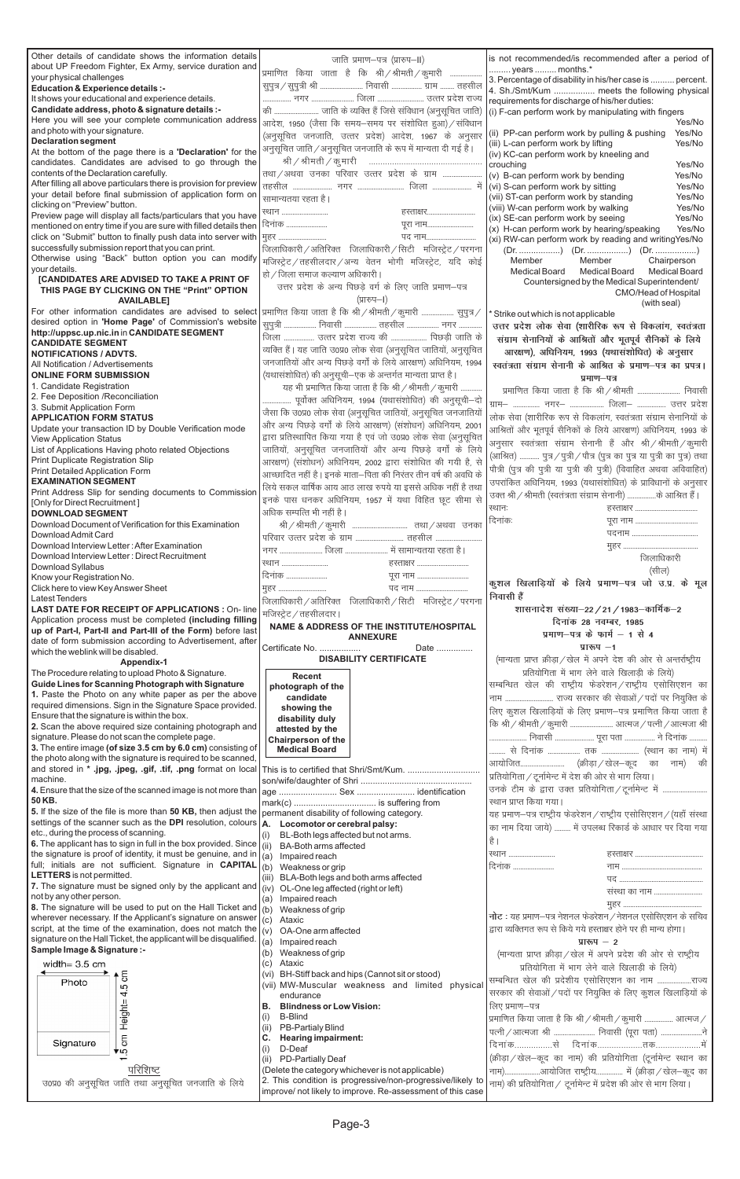Other details of candidate shows the information details about UP Freedom Fighter, Ex Army, service duration and your physical challenges

**Education & Experience details :-**
It shows your educational and experience details.

**Candidate address, photo & signature details :-**
Here you will see your complete communication address and photo with your signature.

**Declaration segment**
At the bottom of the page there is a **'Declaration'** for the candidates. Candidates are advised to go through the contents of the Declaration carefully.

After filling all above particulars there is provision for preview your detail before final submission of application form on clicking on "Preview" button.

Preview page will display all facts/particulars that you have mentioned on entry time if you are sure with filled details then click on "Submit" button to finally push data into server with successfully submission report that you can print.

Otherwise using "Back" button option you can modify your details.

**[CANDIDATES ARE ADVISED TO TAKE A PRINT OF THIS PAGE BY CLICKING ON THE "Print" OPTION AVAILABLE]**

For other information candidates are advised to select desired option in **'Home Page'** of Commission's website **http://uppsc.up.nic.in** in **CANDIDATE SEGMENT**

**CANDIDATE SEGMENT**
**NOTIFICATIONS / ADVTS.**
All Notification / Advertisements
**ONLINE FORM SUBMISSION**
1. Candidate Registration
2. Fee Deposition /Reconciliation
3. Submit Application Form
**APPLICATION FORM STATUS**
Update your transaction ID by Double Verification mode
View Application Status
List of Applications Having photo related Objections
Print Duplicate Registration Slip
Print Detailed Application Form
**EXAMINATION SEGMENT**
Print Address Slip for sending documents to Commission [Only for Direct Recruitment]
**DOWNLOAD SEGMENT**
Download Document of Verification for this Examination
Download Admit Card
Download Interview Letter : After Examination
Download Interview Letter : Direct Recruitment
Download Syllabus
Know your Registration No.
Click here to view Key Answer Sheet
Latest Tenders

**LAST DATE FOR RECEIPT OF APPLICATIONS :** On-line Application process must be completed **(including filling up of Part-I, Part-II and Part-III of the Form)** before last date of form submission according to Advertisement, after which the weblink will be disabled.

## Appendix-1

The Procedure relating to upload Photo & Signature.

**Guide Lines for Scanning Photograph with Signature**

**1.** Paste the Photo on any white paper as per the above required dimensions. Sign in the Signature Space provided. Ensure that the signature is within the box.

**2.** Scan the above required size containing photograph and signature. Please do not scan the complete page.

**3.** The entire image **(of size 3.5 cm by 6.0 cm)** consisting of the photo along with the signature is required to be scanned, and stored in * **.jpg, .jpeg, .gif, .tif, .png** format on local machine.

**4.** Ensure that the size of the scanned image is not more than **50 KB.**

**5.** If the size of the file is more than **50 KB,** then adjust the settings of the scanner such as the **DPI** resolution, colours etc., during the process of scanning.

**6.** The applicant has to sign in full in the box provided. Since the signature is proof of identity, it must be genuine and in full; initials are not sufficient. Signature in **CAPITAL LETTERS** is not permitted.

**7.** The signature must be signed only by the applicant and not by any other person.

**8.** The signature will be used to put on the Hall Ticket and wherever necessary. If the Applicant's signature on answer script, at the time of the examination, does not match the signature on the Hall Ticket, the applicant will be disqualified.

**Sample Image & Signature :-**

width= 3.5 cm

Photo — Height= 4.5 cm

Signature — 1.5 cm

## परिशिष्ट

उ0प्र0 की अनुसूचित जाति तथा अनुसूचित जनजाति के लिये

### जाति प्रमाण–पत्र (प्रारुप–II)

प्रमाणित किया जाता है कि श्री / श्रीमती / कुमारी ................ सुपुत्र / सुपुत्री श्री .................... निवासी .............. ग्राम ....... तहसील ............ नगर .................... जिला .................... उत्तर प्रदेश राज्य की .................... जाति के व्यक्ति हैं जिसे संविधान (अनुसूचित जाति) आदेश, 1950 (जैसा कि समय–समय पर संशोधित हुआ) / संविधान (अनुसूचित जनजाति, उत्तर प्रदेश) आदेश, 1967 के अनुसार अनुसूचित जाति / अनुसूचित जनजाति के रूप में मान्यता दी गई है।

श्री / श्रीमती / कुमारी ............................................ तथा / अथवा उनका परिवार उत्तर प्रदेश के ग्राम .................... तहसील .................... नगर .................... जिला .................... में सामान्यतया रहता है।

स्थान .................... हस्ताक्षर....................
दिनांक .................... पूरा नाम....................
मुहर .................... पद नाम....................

जिलाधिकारी / अतिरिक्त जिलाधिकारी / सिटी मजिस्ट्रेट / परगना मजिस्ट्रेट / तहसीलदार / अन्य वेतन भोगी मजिस्ट्रेट, यदि कोई हो / जिला समाज कल्याण अधिकारी।

### उत्तर प्रदेश के अन्य पिछड़े वर्ग के लिए जाति प्रमाण–पत्र (प्रारुप–I)

प्रमाणित किया जाता है कि श्री / श्रीमती / कुमारी ............... सुपुत्र / सुपुत्री ............... निवासी ............... तहसील ............... नगर ............... जिला ............... उत्तर प्रदेश राज्य की ............... पिछड़ी जाति के व्यक्ति हैं। यह जाति उ0प्र0 लोक सेवा (अनुसूचित जातियों, अनुसूचित जनजातियों और अन्य पिछड़े वर्गों के लिये आरक्षण) अधिनियम, 1994 (यथासंशोधित) की अनुसूची–एक के अन्तर्गत मान्यता प्राप्त है।

यह भी प्रमाणित किया जाता है कि श्री / श्रीमती / कुमारी ............... पूर्वोक्त अधिनियम, 1994 (यथासंशोधित) की अनुसूची–दो जैसा कि उ0प्र0 लोक सेवा (अनुसूचित जातियों, अनुसूचित जनजातियों और अन्य पिछड़े वर्गों के लिये आरक्षण) (संशोधन) अधिनियम, 2001 द्वारा प्रतिस्थापित किया गया है एवं जो उ0प्र0 लोक सेवा (अनुसूचित जातियों, अनुसूचित जनजातियों और अन्य पिछड़े वर्गों के लिये आरक्षण) (संशोधन) अधिनियम, 2002 द्वारा संशोधित की गयी है, से आच्छादित नहीं है। इनके माता–पिता की निरंतर तीन वर्ष की अवधि के लिये सकल वार्षिक आय आठ लाख रुपये या इससे अधिक नहीं है तथा इनके पास धनकर अधिनियम, 1957 में यथा विहित छूट सीमा से अधिक सम्पत्ति भी नहीं है।

श्री / श्रीमती / कुमारी ............................ तथा / अथवा उनका परिवार उत्तर प्रदेश के ग्राम ............................ तहसील ............................ नगर .................... जिला .................... में सामान्यतया रहता है।

स्थान .................... हस्ताक्षर ....................
दिनांक .................... पूरा नाम ....................
मुहर .................... पद नाम ....................

जिलाधिकारी / अतिरिक्त जिलाधिकारी / सिटी मजिस्ट्रेट / परगना मजिस्ट्रेट / तहसीलदार।

### NAME & ADDRESS OF THE INSTITUTE/HOSPITAL ANNEXURE

Certificate No. ............... Date ...............

### DISABILITY CERTIFICATE

**Recent photograph of the candidate showing the disability duly attested by the Chairperson of the Medical Board**

This is to certified that Shri/Smt/Kum. ............................
son/wife/daughter of Shri ............................
age ................ Sex ................ identification mark(c) ............................ is suffering from permanent disability of following category.

**A. Locomotor or cerebral palsy:**
(i) BL-Both legs affected but not arms.
(ii) BA-Both arms affected
 (a) Impaired reach
 (b) Weakness or grip
(iii) BLA-Both legs and both arms affected
(iv) OL-One leg affected (right or left)
 (a) Impaired reach
 (b) Weakness of grip
 (c) Ataxic
(v) OA-One arm affected
 (a) Impaired reach
 (b) Weakness of grip
 (c) Ataxic
(vi) BH-Stiff back and hips (Cannot sit or stood)
(vii) MW-Muscular weakness and limited physical endurance

**B. Blindness or Low Vision:**
(i) B-Blind
(ii) PB-Partially Blind

**C. Hearing impairment:**
(i) D-Deaf
(ii) PD-Partially Deaf

(Delete the category whichever is not applicable)

2. This condition is progressive/non-progressive/likely to improve/ not likely to improve. Re-assessment of this case is not recommended/is recommended after a period of ......... years ......... months.*

3. Percentage of disability in his/her case is .......... percent.

4. Sh./Smt/Kum ................. meets the following physical requirements for discharge of his/her duties:

(i) F-can perform work by manipulating with fingers Yes/No
(ii) PP-can perform work by pulling & pushing Yes/No
(iii) L-can perform work by lifting Yes/No
(iv) KC-can perform work by kneeling and crouching Yes/No
(v) B-can perform work by bending Yes/No
(vi) S-can perform work by sitting Yes/No
(vii) ST-can perform work by standing Yes/No
(viii) W-can perform work by walking Yes/No
(ix) SE-can perform work by seeing Yes/No
(x) H-can perform work by hearing/speaking Yes/No
(xi) RW-can perform work by reading and writing Yes/No

| (Dr. .................) | (Dr. .................) | (Dr. .................) |
|---|---|---|
| Member Medical Board | Member Medical Board | Chairperson Medical Board |

Countersigned by the Medical Superintendent/ CMO/Head of Hospital (with seal)

\* Strike out which is not applicable

### उत्तर प्रदेश लोक सेवा (शारीरिक रूप से विकलांग, स्वतंत्रता संग्राम सेनानियों के आश्रितों और भूतपूर्व सैनिकों के लिये आरक्षण) अधिनियम, 1993 (यथासंशोधित) के अनुसार स्वतंत्रता संग्राम सेनानी के आश्रित के प्रमाण–पत्र का प्रपत्र।

### प्रमाण–पत्र

प्रमाणित किया जाता है कि श्री / श्रीमती .................... निवासी ग्राम– ............ नगर– ................ जिला– ............... उत्तर प्रदेश लोक सेवा (शारीरिक रूप से विकलांग, स्वतंत्रता संग्राम सेनानियों के आश्रितों और भूतपूर्व सैनिकों के लिये आरक्षण) अधिनियम, 1993 के अनुसार स्वतंत्रता संग्राम सेनानी हैं और श्री / श्रीमती / कुमारी (आश्रित) .......... पुत्र / पुत्री / पौत्र (पुत्र का पुत्र या पुत्री का पुत्र) तथा पौत्री (पुत्र की पुत्री या पुत्री की पुत्री) (विवाहित अथवा अविवाहित) उपरांकित अधिनियम, 1993 (यथासंशोधित) के प्राविधानों के अनुसार उक्त श्री / श्रीमती (स्वतंत्रता संग्राम सेनानी) ...............के आश्रित हैं।

स्थानः हस्ताक्षर ....................
दिनांकः पूरा नाम ....................
पदनाम ....................
मुहर ....................
जिलाधिकारी
(सील)

### कुशल खिलाड़ियों के लिये प्रमाण–पत्र जो उ.प्र. के मूल निवासी हैं

**शासनादेश संख्या–22 / 21 / 1983–कार्मिक–2**
**दिनांक 28 नवम्बर, 1985**
**प्रमाण–पत्र के फार्म – 1 से 4**

**प्रारुप –1**

(मान्यता प्राप्त क्रीड़ा / खेल में अपने देश की ओर से अन्तर्राष्ट्रीय प्रतियोगिता में भाग लेने वाले खिलाड़ी के लिये)

सम्बन्धित खेल की राष्ट्रीय फेडरेशन / राष्ट्रीय एसोसिएशन का नाम ........................ राज्य सरकार की सेवाओं / पदों पर नियुक्ति के लिए कुशल खिलाड़ियों के लिए प्रमाण–पत्र प्रमाणित किया जाता है कि श्री / श्रीमती / कुमारी ..................... आत्मज / पत्नी / आत्मजा श्री ..................... निवासी .................... पूरा पता ................ ने दिनांक ......... से दिनांक ............... तक .................. (स्थान का नाम) में आयोजित..................... (क्रीड़ा / खेल–कूद का नाम) की प्रतियोगिता / टूर्नामेन्ट में देश की ओर से भाग लिया। उनकी टीम के द्वारा उक्त प्रतियोगिता / टूर्नामेन्ट में ........................ स्थान प्राप्त किया गया।

यह प्रमाण–पत्र राष्ट्रीय फेडरेशन / राष्ट्रीय एसोसिएशन / (यहाँ संस्था का नाम दिया जाये) ........ में उपलब्ध रिकार्ड के आधार पर दिया गया है।

स्थान .................... हस्ताक्षर ....................
दिनांक .................... नाम ....................
पद ....................
संस्था का नाम ....................
मुहर ....................

**नोट :** यह प्रमाण–पत्र नेशनल फेडरेशन / नेशनल एसोसिएशन के सचिव द्वारा व्यक्तिगत रूप से किये गये हस्ताक्षर होने पर ही मान्य होगा।

**प्रारुप – 2**

(मान्यता प्राप्त क्रीड़ा / खेल में अपने प्रदेश की ओर से राष्ट्रीय प्रतियोगिता में भाग लेने वाले खिलाड़ी के लिये)

सम्बन्धित खेल की प्रदेशीय एसोसिएशन का नाम ..................राज्य सरकार की सेवाओं / पदों पर नियुक्ति के लिए कुशल खिलाड़ियों के लिए प्रमाण–पत्र

प्रमाणित किया जाता है कि श्री / श्रीमती / कुमारी .............. आत्मज / पत्नी / आत्मजा श्री ..................... निवासी (पूरा पता) ..............ने दिनांक................से दिनांक....................तक...................में (क्रीड़ा / खेल–कूद का नाम) की प्रतियोगिता (टूर्नामेन्ट स्थान का नाम)..................आयोजित राष्ट्रीय.............. में (क्रीड़ा / खेल–कूद का नाम) की प्रतियोगिता / टूर्नामेन्ट में प्रदेश की ओर से भाग लिया।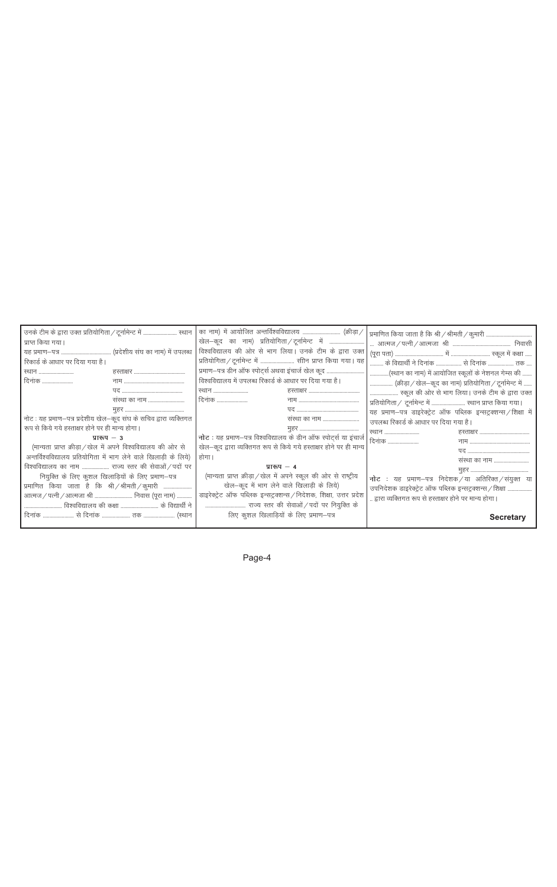उनके टीम के द्वारा उक्त प्रतियोगिता / टूर्नामेन्ट में ........................ स्थान प्राप्त किया गया।

यह प्रमाण–पत्र ................................... (प्रदेशीय संघ का नाम) में उपलब्ध रिकार्ड के आधार पर दिया गया है।

स्थान ........................ हस्ताक्षर ....................................

दिनांक ...................... नाम ............................................

पद ...............................................

संस्था का नाम ..........................

मुहर ............................................

नोट : यह प्रमाण–पत्र प्रदेशीय खेल–कूद संघ के सचिव द्वारा व्यक्तिगत रूप से किये गये हस्ताक्षर होने पर ही मान्य होगा।

## प्रारूप – 3

(मान्यता प्राप्त क्रीड़ा / खेल में अपने विश्वविद्यालय की ओर से अन्तर्विश्वविद्यालय प्रतियोगिता में भाग लेने वाले खिलाड़ी के लिये)

विश्वविद्यालय का नाम .................. राज्य स्तर की सेवाओं / पदों पर नियुक्ति के लिए कुशल खिलाड़ियों के लिए प्रमाण–पत्र

प्रमाणित किया जाता है कि श्री / श्रीमती / कुमारी .................... आत्मज / पत्नी / आत्मजा श्री .......................... निवास (पूरा नाम) .......... ......................... विश्वविद्यालय की कक्षा .......................... के विद्यार्थी ने दिनांक ..................... से दिनांक .................. तक ...................... (स्थान का नाम) में आयोजित अन्तर्विश्वविद्यालय ......................... (क्रीड़ा / खेल–कूद का नाम) प्रतियोगिता / टूर्नामिन्ट में ........................ विश्वविद्यालय की ओर से भाग लिया। उनके टीम के द्वारा उक्त प्रतियोगिता / टूर्नामिन्ट में ........................ स्तीन प्राप्त किया गया। यह प्रमाण–पत्र डीन ऑफ स्पोर्ट्स अथवा इंचार्ज खेल कूद .......................... विश्वविद्यालय में उपलब्ध रिकार्ड के आधार पर दिया गया है।

स्थान ........................ हस्ताक्षर ....................................

दिनांक ...................... नाम ............................................

पद ...............................................

संस्था का नाम ..........................

मुहर ............................................

**नोट :** यह प्रमाण–पत्र विश्वविद्यालय के डीन ऑफ स्पोर्ट्स या इंचार्ज खेल–कूद द्वारा व्यक्तिगत रूप से किये गये हस्ताक्षर होने पर ही मान्य होगा।

## प्रारूप – 4

(मान्यता प्राप्त क्रीड़ा / खेल में अपने स्कूल की ओर से राष्ट्रीय खेल–कूद में भाग लेने वाले खिलाड़ी के लिये)

डाइरेक्ट्रेट ऑफ पब्लिक इन्सट्रक्शन्स / निदेशक, शिक्षा, उत्तर प्रदेश ........................... राज्य स्तर की सेवाओं / पदों पर नियुक्ति के लिए कुशल खिलाड़ियों के लिए प्रमाण–पत्र

प्रमाणित किया जाता है कि श्री / श्रीमती / कुमारी ................................ ... आत्मज / पत्नी / आत्मजा श्री ......................................... निवासी (पूरा पता) .................................... में .......................... स्कूल में कक्षा ..... ......... के विद्यार्थी ने दिनांक ................. से दिनांक ................. तक .... .............(स्थान का नाम) में आयोजित स्कूलों के नेशनल गेम्स की ....... ................ (क्रीड़ा / खेल–कूद का नाम) प्रतियोगिता / टूर्नामिन्ट में ...... ................... स्कूल की ओर से भाग लिया। उनके टीम के द्वारा उक्त प्रतियोगिता / टूर्नामिन्ट में ........................ स्थान प्राप्त किया गया। यह प्रमाण–पत्र डाइरेक्ट्रेट ऑफ पब्लिक इन्सट्रक्शन्स / शिक्षा में उपलब्ध रिकार्ड के आधार पर दिया गया है।

स्थान ........................ हस्ताक्षर ....................................

दिनांक ...................... नाम ............................................

पद ...............................................

संस्था का नाम ..........................

मुहर ............................................

**नोट :** यह प्रमाण–पत्र निदेशक / या अतिरिक्त / संयुक्त या उपनिदेशक डाइरेक्ट्रेट ऑफ पब्लिक इन्सट्रक्शन्स / शिक्षा ................ .. द्वारा व्यक्तिगत रूप से हस्ताक्षर होने पर मान्य होगा।

**Secretary**